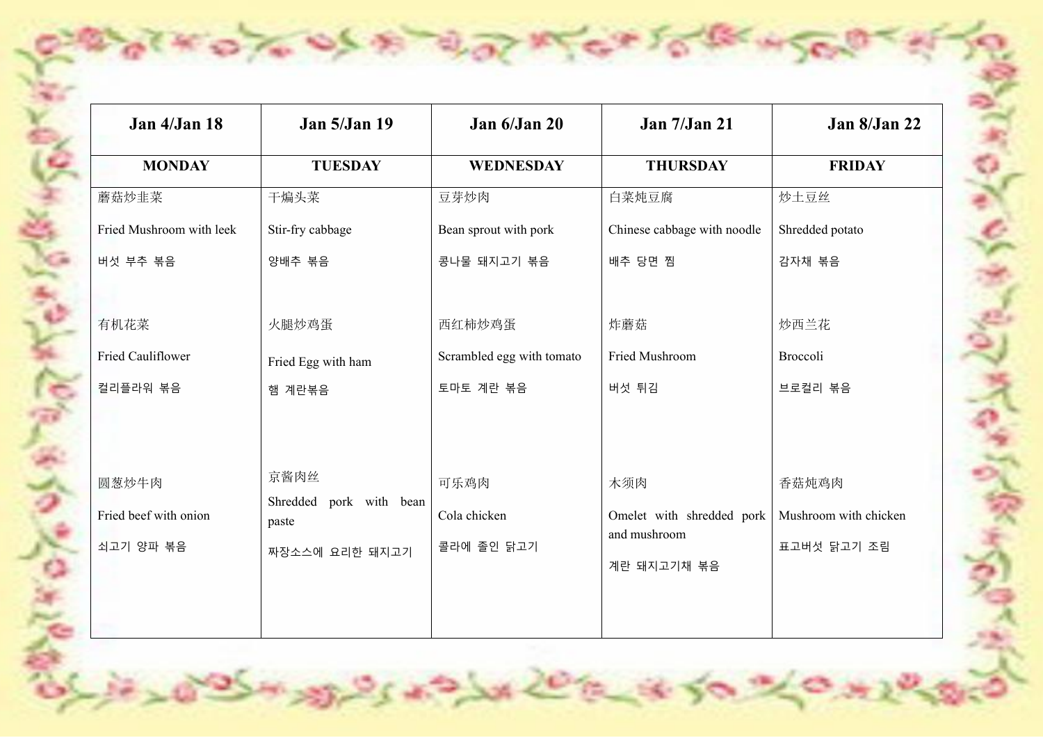| Jan 4/Jan 18 | Jan 5/Jan 19 | Jan 6/Jan 20 | Jan 7/Jan 21 | Jan 8/Jan 22 |
|---|---|---|---|---|
| **MONDAY** | **TUESDAY** | **WEDNESDAY** | **THURSDAY** | **FRIDAY** |
| 蘑菇炒韭菜<br>Fried Mushroom with leek<br>버섯 부추 볶음 | 干煸头菜<br>Stir-fry cabbage<br>양배추 볶음 | 豆芽炒肉<br>Bean sprout with pork<br>콩나물 돼지고기 볶음 | 白菜炖豆腐<br>Chinese cabbage with noodle<br>배추 당면 찜 | 炒土豆丝<br>Shredded potato<br>감자채 볶음 |
| 有机花菜<br>Fried Cauliflower<br>컬리플라워 볶음 | 火腿炒鸡蛋<br>Fried Egg with ham<br>햄 계란볶음 | 西红柿炒鸡蛋<br>Scrambled egg with tomato<br>토마토 계란 볶음 | 炸蘑菇<br>Fried Mushroom<br>버섯 튀김 | 炒西兰花<br>Broccoli<br>브로컬리 볶음 |
| 圆葱炒牛肉<br>Fried beef with onion<br>쇠고기 양파 볶음 | 京酱肉丝<br>Shredded pork with bean paste<br>짜장소스에 요리한 돼지고기 | 可乐鸡肉<br>Cola chicken<br>콜라에 졸인 닭고기 | 木须肉<br>Omelet with shredded pork and mushroom<br>계란 돼지고기채 볶음 | 香菇炖鸡肉<br>Mushroom with chicken<br>표고버섯 닭고기 조림 |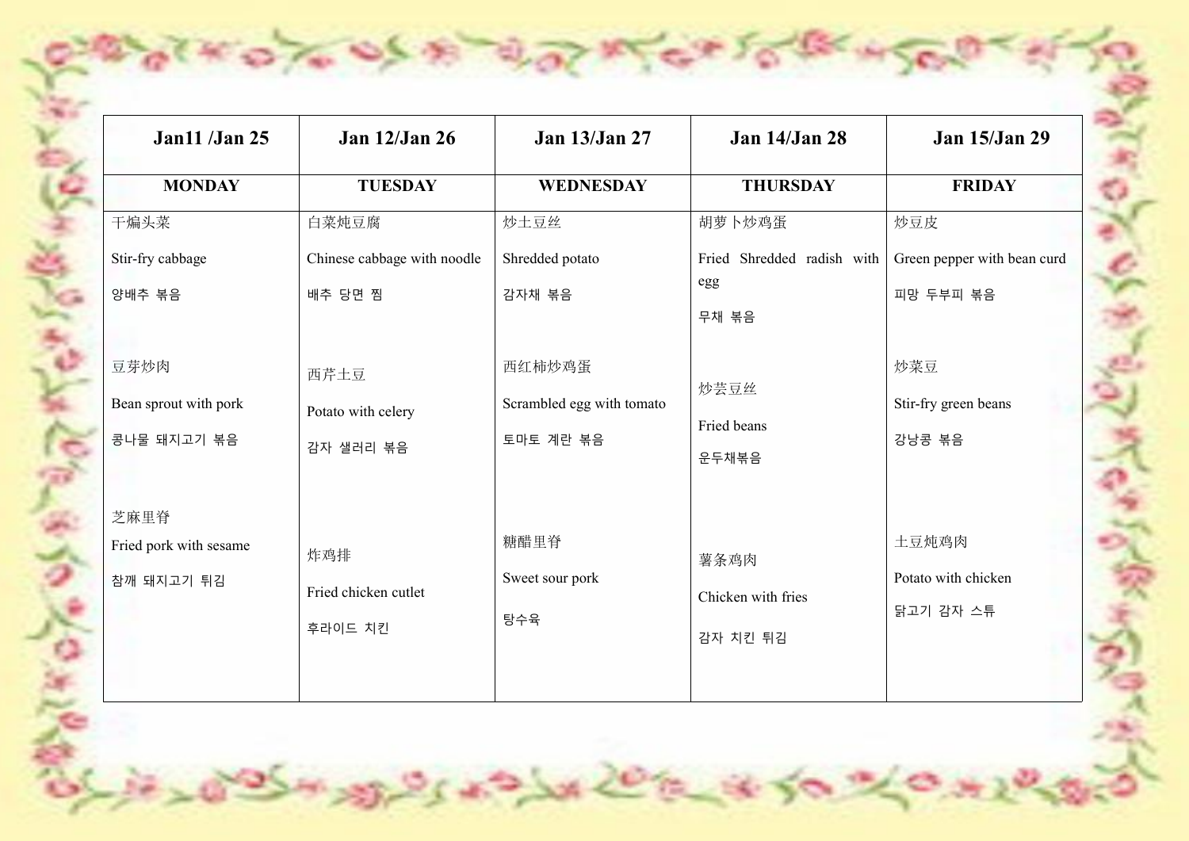| Jan11 /Jan 25 | Jan 12/Jan 26 | Jan 13/Jan 27 | Jan 14/Jan 28 | Jan 15/Jan 29 |
|---|---|---|---|---|
| **MONDAY** | **TUESDAY** | **WEDNESDAY** | **THURSDAY** | **FRIDAY** |
| 干煸头菜<br>Stir-fry cabbage<br>양배추 볶음 | 白菜炖豆腐<br>Chinese cabbage with noodle<br>배추 당면 찜 | 炒土豆丝<br>Shredded potato<br>감자채 볶음 | 胡萝卜炒鸡蛋<br>Fried Shredded radish with egg<br>무채 볶음 | 炒豆皮<br>Green pepper with bean curd<br>피망 두부피 볶음 |
| 豆芽炒肉<br>Bean sprout with pork<br>콩나물 돼지고기 볶음 | 西芹土豆<br>Potato with celery<br>감자 샐러리 볶음 | 西红柿炒鸡蛋<br>Scrambled egg with tomato<br>토마토 계란 볶음 | 炒芸豆丝<br>Fried beans<br>운두채볶음 | 炒菜豆<br>Stir-fry green beans<br>강낭콩 볶음 |
| 芝麻里脊<br>Fried pork with sesame<br>참깨 돼지고기 튀김 | 炸鸡排<br>Fried chicken cutlet<br>후라이드 치킨 | 糖醋里脊<br>Sweet sour pork<br>탕수육 | 薯条鸡肉<br>Chicken with fries<br>감자 치킨 튀김 | 土豆炖鸡肉<br>Potato with chicken<br>닭고기 감자 스튜 |